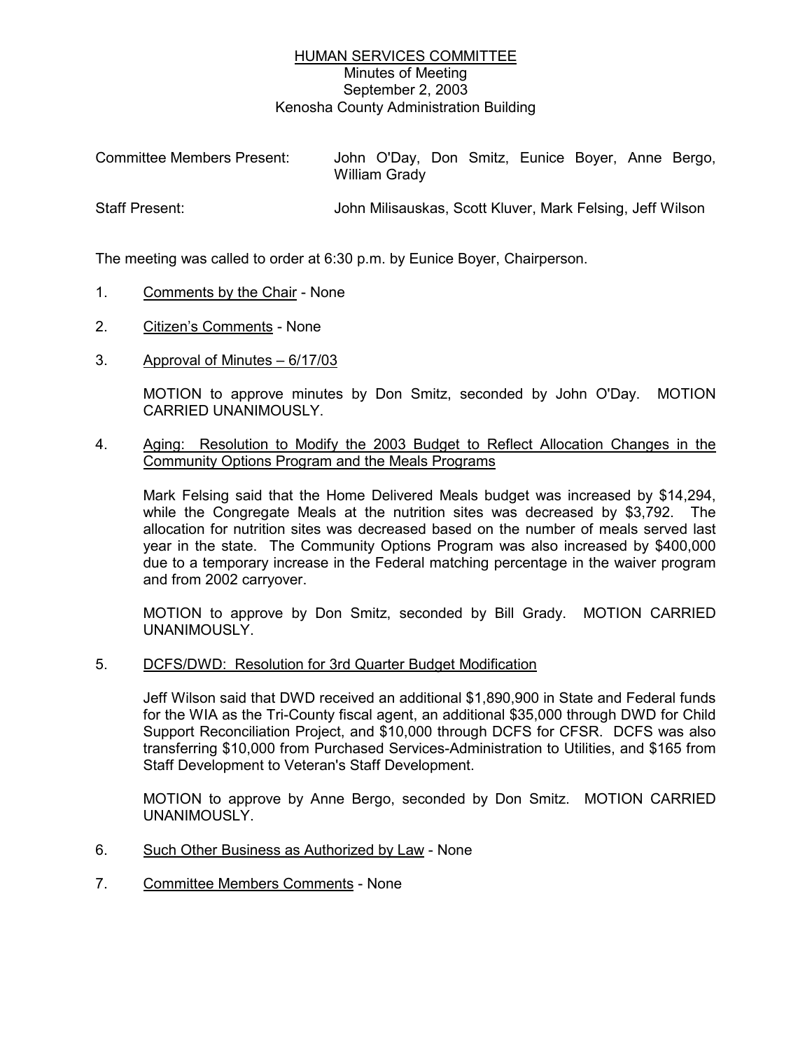# HUMAN SERVICES COMMITTEE

Minutes of Meeting
September 2, 2003
Kenosha County Administration Building

| | |
|---|---|
| Committee Members Present: | John O'Day, Don Smitz, Eunice Boyer, Anne Bergo, William Grady |
| Staff Present: | John Milisauskas, Scott Kluver, Mark Felsing, Jeff Wilson |

The meeting was called to order at 6:30 p.m. by Eunice Boyer, Chairperson.

1. Comments by the Chair - None

2. Citizen's Comments - None

3. Approval of Minutes – 6/17/03

   MOTION to approve minutes by Don Smitz, seconded by John O'Day. MOTION CARRIED UNANIMOUSLY.

4. Aging: Resolution to Modify the 2003 Budget to Reflect Allocation Changes in the Community Options Program and the Meals Programs

   Mark Felsing said that the Home Delivered Meals budget was increased by $14,294, while the Congregate Meals at the nutrition sites was decreased by $3,792. The allocation for nutrition sites was decreased based on the number of meals served last year in the state. The Community Options Program was also increased by $400,000 due to a temporary increase in the Federal matching percentage in the waiver program and from 2002 carryover.

   MOTION to approve by Don Smitz, seconded by Bill Grady. MOTION CARRIED UNANIMOUSLY.

5. DCFS/DWD: Resolution for 3rd Quarter Budget Modification

   Jeff Wilson said that DWD received an additional $1,890,900 in State and Federal funds for the WIA as the Tri-County fiscal agent, an additional $35,000 through DWD for Child Support Reconciliation Project, and $10,000 through DCFS for CFSR. DCFS was also transferring $10,000 from Purchased Services-Administration to Utilities, and $165 from Staff Development to Veteran's Staff Development.

   MOTION to approve by Anne Bergo, seconded by Don Smitz. MOTION CARRIED UNANIMOUSLY.

6. Such Other Business as Authorized by Law - None

7. Committee Members Comments - None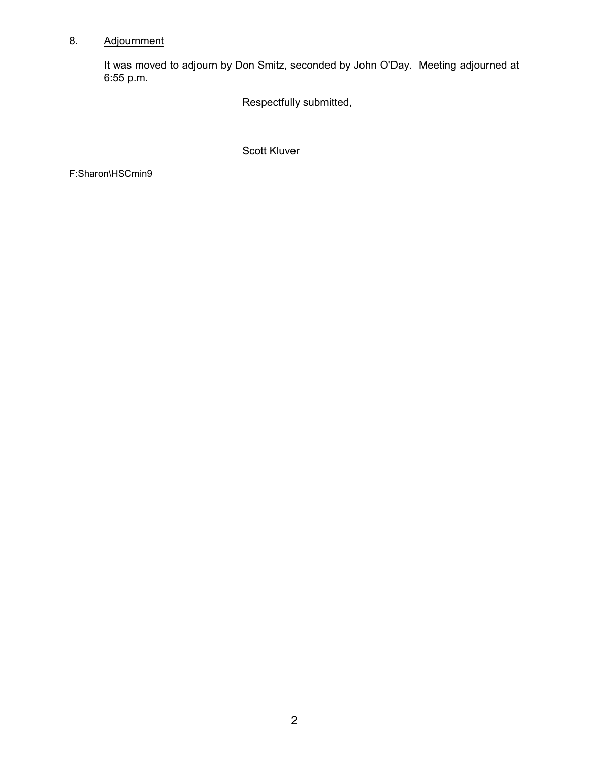8. Adjournment

It was moved to adjourn by Don Smitz, seconded by John O'Day. Meeting adjourned at 6:55 p.m.

Respectfully submitted,

Scott Kluver

F:Sharon\HSCmin9